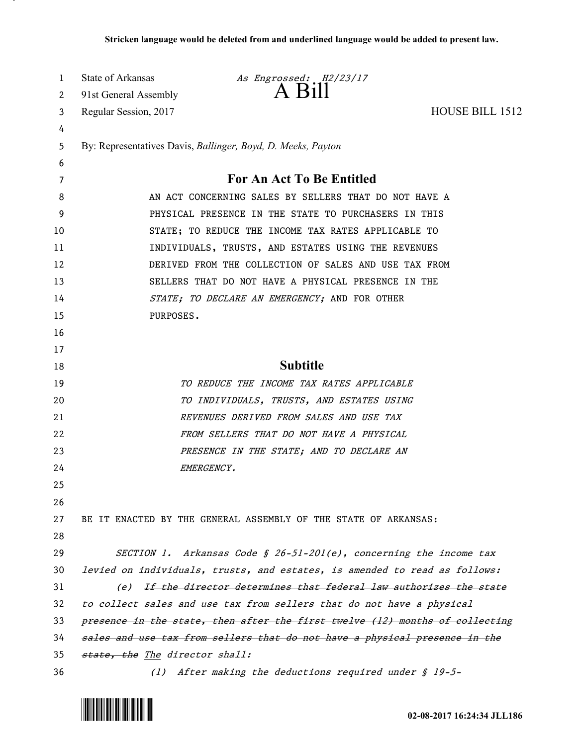**Stricken language would be deleted from and underlined language would be added to present law.**

State of Arkansas *As Engrossed: H2/23/17*
91st General Assembly

# A Bill

Regular Session, 2017 HOUSE BILL 1512

By: Representatives Davis, *Ballinger, Boyd, D. Meeks, Payton*

## For An Act To Be Entitled

AN ACT CONCERNING SALES BY SELLERS THAT DO NOT HAVE A PHYSICAL PRESENCE IN THE STATE TO PURCHASERS IN THIS STATE; TO REDUCE THE INCOME TAX RATES APPLICABLE TO INDIVIDUALS, TRUSTS, AND ESTATES USING THE REVENUES DERIVED FROM THE COLLECTION OF SALES AND USE TAX FROM SELLERS THAT DO NOT HAVE A PHYSICAL PRESENCE IN THE *STATE; TO DECLARE AN EMERGENCY;* AND FOR OTHER PURPOSES.

## Subtitle

*TO REDUCE THE INCOME TAX RATES APPLICABLE TO INDIVIDUALS, TRUSTS, AND ESTATES USING REVENUES DERIVED FROM SALES AND USE TAX FROM SELLERS THAT DO NOT HAVE A PHYSICAL PRESENCE IN THE STATE; AND TO DECLARE AN EMERGENCY.*

BE IT ENACTED BY THE GENERAL ASSEMBLY OF THE STATE OF ARKANSAS:

*SECTION 1. Arkansas Code § 26-51-201(e), concerning the income tax levied on individuals, trusts, and estates, is amended to read as follows:*

*(e) ~~If the director determines that federal law authorizes the state to collect sales and use tax from sellers that do not have a physical presence in the state, then after the first twelve (12) months of collecting sales and use tax from sellers that do not have a physical presence in the state, the~~ <u>The</u> director shall:*

*(1) After making the deductions required under § 19-5-*

02-08-2017 16:24:34 JLL186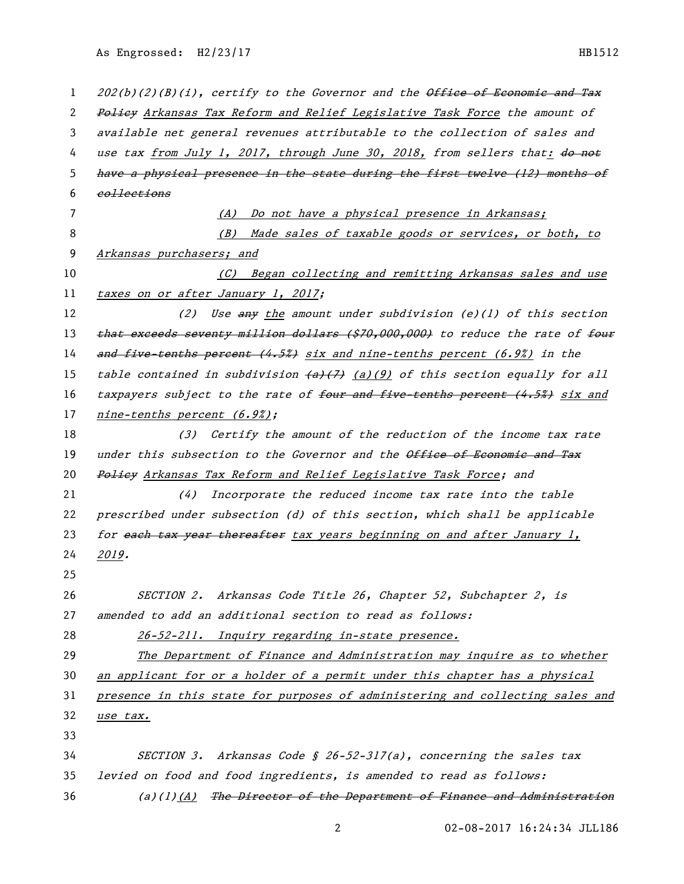202(b)(2)(B)(i), certify to the Governor and the ~~Office of Economic and Tax Policy~~ Arkansas Tax Reform and Relief Legislative Task Force the amount of available net general revenues attributable to the collection of sales and use tax from July 1, 2017, through June 30, 2018, from sellers that: ~~do not have a physical presence in the state during the first twelve (12) months of collections~~

(A) Do not have a physical presence in Arkansas;

(B) Made sales of taxable goods or services, or both, to Arkansas purchasers; and

(C) Began collecting and remitting Arkansas sales and use taxes on or after January 1, 2017;

(2) Use ~~any~~ the amount under subdivision (e)(1) of this section ~~that exceeds seventy million dollars ($70,000,000)~~ to reduce the rate of ~~four and five-tenths percent (4.5%)~~ six and nine-tenths percent (6.9%) in the table contained in subdivision ~~(a)(7)~~ (a)(9) of this section equally for all taxpayers subject to the rate of ~~four and five-tenths percent (4.5%)~~ six and nine-tenths percent (6.9%);

(3) Certify the amount of the reduction of the income tax rate under this subsection to the Governor and the ~~Office of Economic and Tax Policy~~ Arkansas Tax Reform and Relief Legislative Task Force; and

(4) Incorporate the reduced income tax rate into the table prescribed under subsection (d) of this section, which shall be applicable for ~~each tax year thereafter~~ tax years beginning on and after January 1, 2019.

SECTION 2. Arkansas Code Title 26, Chapter 52, Subchapter 2, is amended to add an additional section to read as follows:

26-52-211. Inquiry regarding in-state presence.

The Department of Finance and Administration may inquire as to whether an applicant for or a holder of a permit under this chapter has a physical presence in this state for purposes of administering and collecting sales and use tax.

SECTION 3. Arkansas Code § 26-52-317(a), concerning the sales tax levied on food and food ingredients, is amended to read as follows:

(a)(1)(A) ~~The Director of the Department of Finance and Administration~~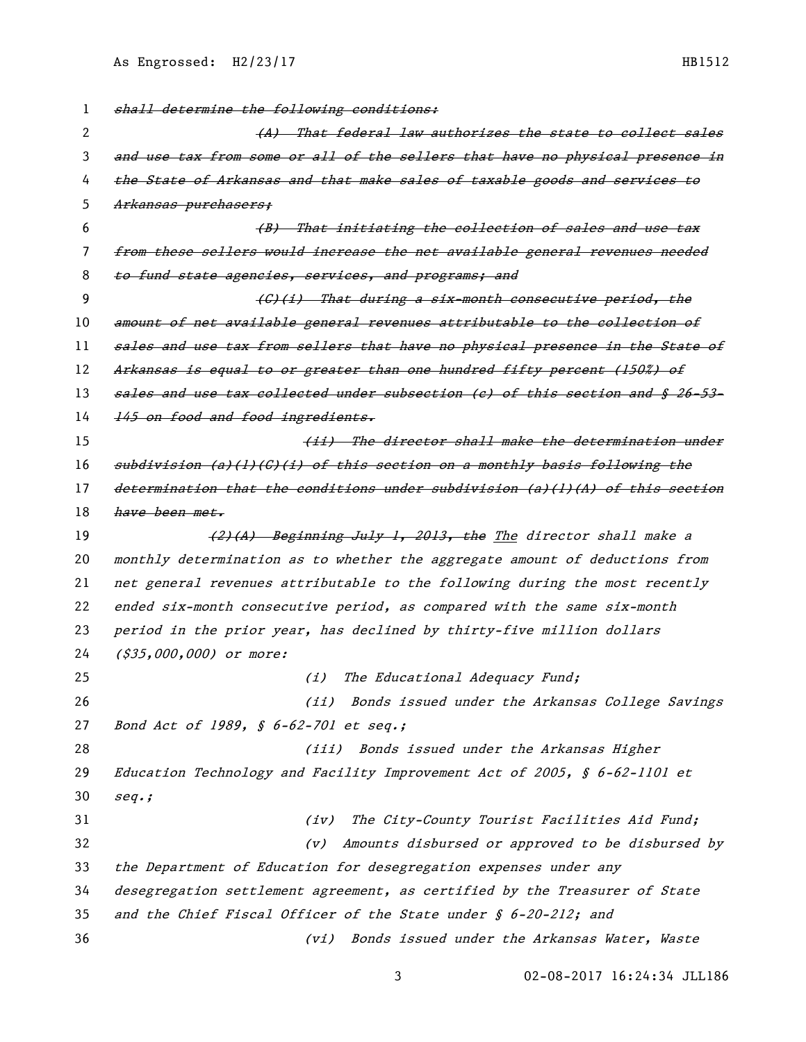~~shall determine the following conditions:~~

~~(A) That federal law authorizes the state to collect sales and use tax from some or all of the sellers that have no physical presence in the State of Arkansas and that make sales of taxable goods and services to Arkansas purchasers;~~

~~(B) That initiating the collection of sales and use tax from these sellers would increase the net available general revenues needed to fund state agencies, services, and programs; and~~

~~(C)(i) That during a six-month consecutive period, the amount of net available general revenues attributable to the collection of sales and use tax from sellers that have no physical presence in the State of Arkansas is equal to or greater than one hundred fifty percent (150%) of sales and use tax collected under subsection (c) of this section and § 26-53-145 on food and food ingredients.~~

~~(ii) The director shall make the determination under subdivision (a)(1)(C)(i) of this section on a monthly basis following the determination that the conditions under subdivision (a)(1)(A) of this section have been met.~~

~~(2)(A) Beginning July 1, 2013, the~~ <u>The</u> *director shall make a monthly determination as to whether the aggregate amount of deductions from net general revenues attributable to the following during the most recently ended six-month consecutive period, as compared with the same six-month period in the prior year, has declined by thirty-five million dollars ($35,000,000) or more:*

*(i) The Educational Adequacy Fund;*

*(ii) Bonds issued under the Arkansas College Savings Bond Act of 1989, § 6-62-701 et seq.;*

*(iii) Bonds issued under the Arkansas Higher Education Technology and Facility Improvement Act of 2005, § 6-62-1101 et seq.;*

*(iv) The City-County Tourist Facilities Aid Fund;*

*(v) Amounts disbursed or approved to be disbursed by the Department of Education for desegregation expenses under any desegregation settlement agreement, as certified by the Treasurer of State and the Chief Fiscal Officer of the State under § 6-20-212; and*

*(vi) Bonds issued under the Arkansas Water, Waste*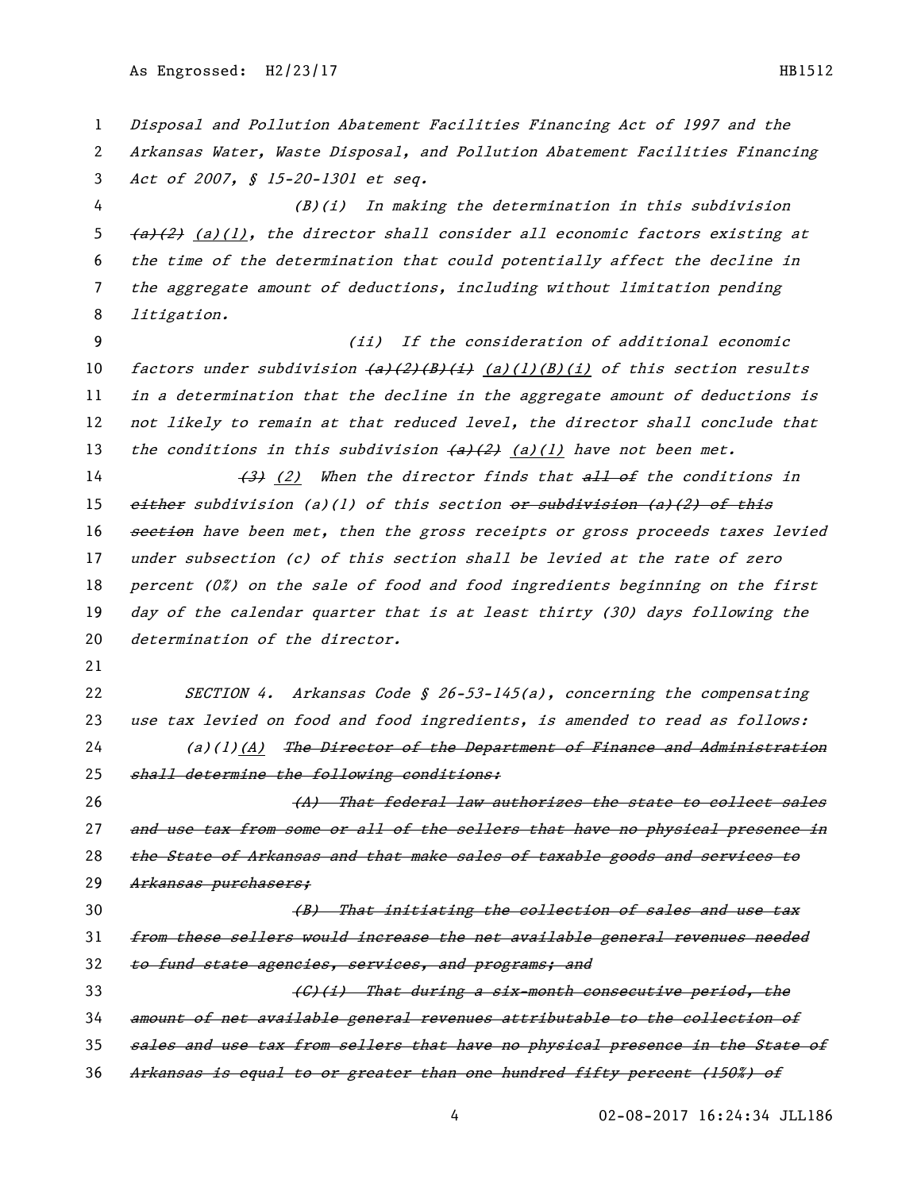*Disposal and Pollution Abatement Facilities Financing Act of 1997 and the Arkansas Water, Waste Disposal, and Pollution Abatement Facilities Financing Act of 2007, § 15-20-1301 et seq.*

*(B)(i) In making the determination in this subdivision ~~(a)(2)~~ (a)(1), the director shall consider all economic factors existing at the time of the determination that could potentially affect the decline in the aggregate amount of deductions, including without limitation pending litigation.*

*(ii) If the consideration of additional economic factors under subdivision ~~(a)(2)(B)(i)~~ (a)(1)(B)(i) of this section results in a determination that the decline in the aggregate amount of deductions is not likely to remain at that reduced level, the director shall conclude that the conditions in this subdivision ~~(a)(2)~~ (a)(1) have not been met.*

*~~(3)~~ (2) When the director finds that ~~all of~~ the conditions in ~~either~~ subdivision (a)(1) of this section ~~or subdivision (a)(2) of this section~~ have been met, then the gross receipts or gross proceeds taxes levied under subsection (c) of this section shall be levied at the rate of zero percent (0%) on the sale of food and food ingredients beginning on the first day of the calendar quarter that is at least thirty (30) days following the determination of the director.*

*SECTION 4. Arkansas Code § 26-53-145(a), concerning the compensating use tax levied on food and food ingredients, is amended to read as follows:*

*(a)(1)(A) ~~The Director of the Department of Finance and Administration shall determine the following conditions:~~*

*~~(A) That federal law authorizes the state to collect sales and use tax from some or all of the sellers that have no physical presence in the State of Arkansas and that make sales of taxable goods and services to Arkansas purchasers;~~*

*~~(B) That initiating the collection of sales and use tax from these sellers would increase the net available general revenues needed to fund state agencies, services, and programs; and~~*

*~~(C)(i) That during a six-month consecutive period, the amount of net available general revenues attributable to the collection of sales and use tax from sellers that have no physical presence in the State of Arkansas is equal to or greater than one hundred fifty percent (150%) of~~*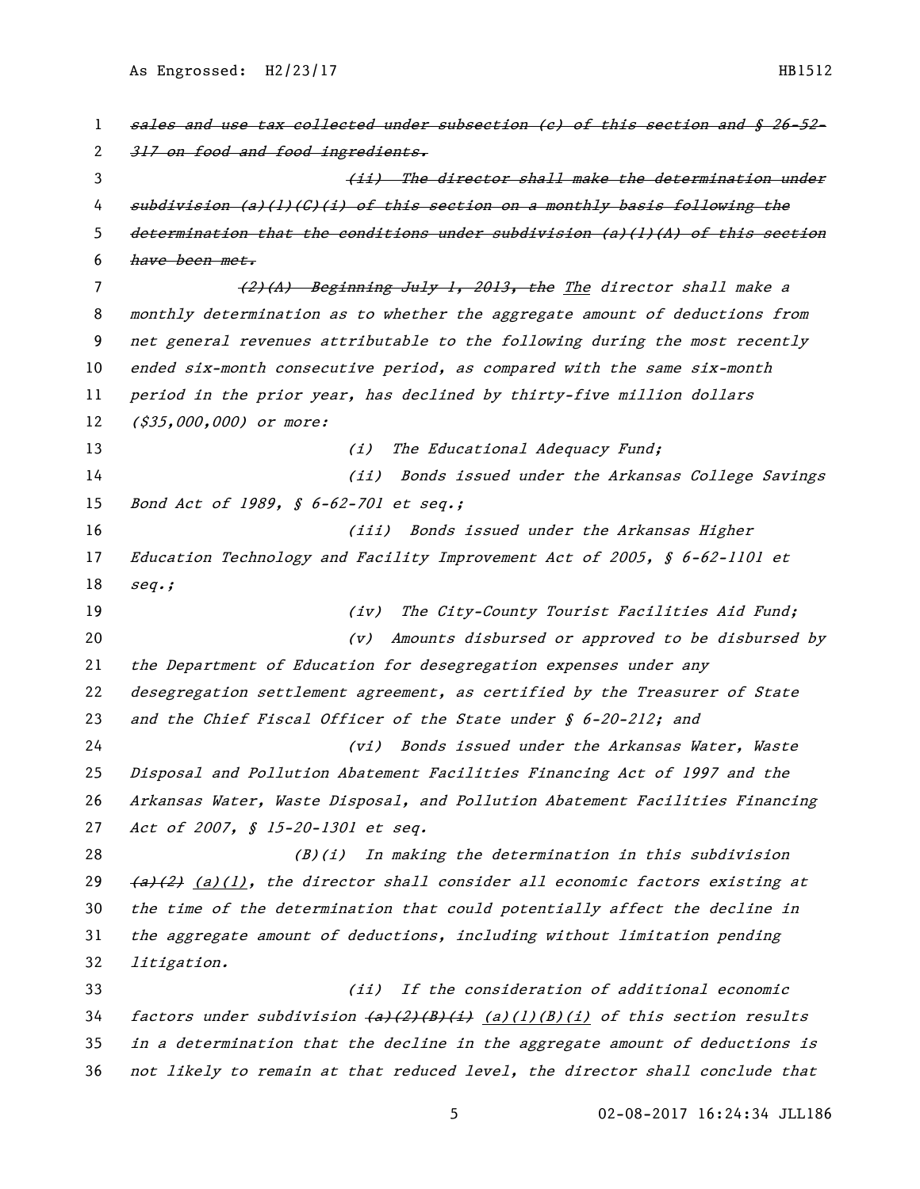~~sales and use tax collected under subsection (c) of this section and § 26-52-317 on food and food ingredients.~~

~~(ii) The director shall make the determination under subdivision (a)(1)(C)(i) of this section on a monthly basis following the determination that the conditions under subdivision (a)(1)(A) of this section have been met.~~

~~(2)(A) Beginning July 1, 2013, the~~ The director shall make a monthly determination as to whether the aggregate amount of deductions from net general revenues attributable to the following during the most recently ended six-month consecutive period, as compared with the same six-month period in the prior year, has declined by thirty-five million dollars ($35,000,000) or more:

(i) The Educational Adequacy Fund;

(ii) Bonds issued under the Arkansas College Savings Bond Act of 1989, § 6-62-701 et seq.;

(iii) Bonds issued under the Arkansas Higher Education Technology and Facility Improvement Act of 2005, § 6-62-1101 et seq.;

(iv) The City-County Tourist Facilities Aid Fund;

(v) Amounts disbursed or approved to be disbursed by the Department of Education for desegregation expenses under any desegregation settlement agreement, as certified by the Treasurer of State and the Chief Fiscal Officer of the State under § 6-20-212; and

(vi) Bonds issued under the Arkansas Water, Waste Disposal and Pollution Abatement Facilities Financing Act of 1997 and the Arkansas Water, Waste Disposal, and Pollution Abatement Facilities Financing Act of 2007, § 15-20-1301 et seq.

(B)(i) In making the determination in this subdivision ~~(a)(2)~~ (a)(1), the director shall consider all economic factors existing at the time of the determination that could potentially affect the decline in the aggregate amount of deductions, including without limitation pending litigation.

(ii) If the consideration of additional economic factors under subdivision ~~(a)(2)(B)(i)~~ (a)(1)(B)(i) of this section results in a determination that the decline in the aggregate amount of deductions is not likely to remain at that reduced level, the director shall conclude that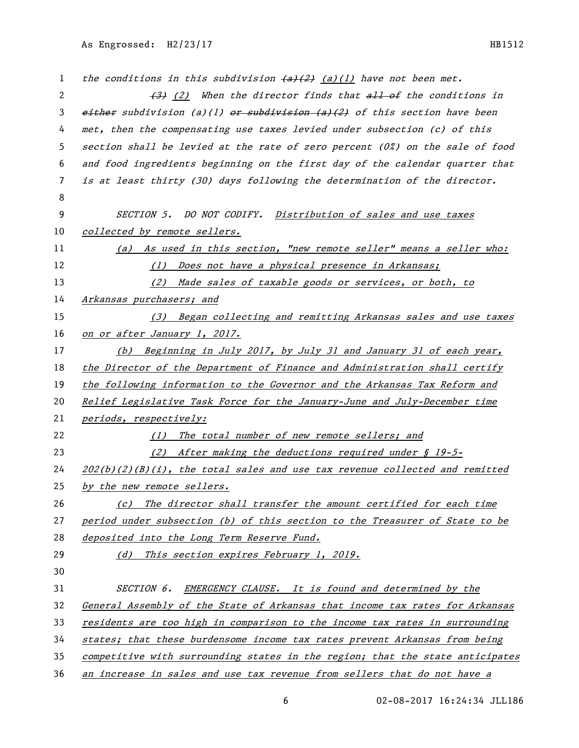the conditions in this subdivision ~~(a)(2)~~ (a)(1) have not been met.

~~(3)~~ (2) When the director finds that ~~all of~~ the conditions in ~~either~~ subdivision (a)(1) ~~or subdivision (a)(2)~~ of this section have been met, then the compensating use taxes levied under subsection (c) of this section shall be levied at the rate of zero percent (0%) on the sale of food and food ingredients beginning on the first day of the calendar quarter that is at least thirty (30) days following the determination of the director.

SECTION 5. DO NOT CODIFY. Distribution of sales and use taxes collected by remote sellers.

(a) As used in this section, "new remote seller" means a seller who:

(1) Does not have a physical presence in Arkansas;

(2) Made sales of taxable goods or services, or both, to Arkansas purchasers; and

(3) Began collecting and remitting Arkansas sales and use taxes on or after January 1, 2017.

(b) Beginning in July 2017, by July 31 and January 31 of each year, the Director of the Department of Finance and Administration shall certify the following information to the Governor and the Arkansas Tax Reform and Relief Legislative Task Force for the January-June and July-December time periods, respectively:

(1) The total number of new remote sellers; and

(2) After making the deductions required under § 19-5-202(b)(2)(B)(i), the total sales and use tax revenue collected and remitted by the new remote sellers.

(c) The director shall transfer the amount certified for each time period under subsection (b) of this section to the Treasurer of State to be deposited into the Long Term Reserve Fund.

(d) This section expires February 1, 2019.

SECTION 6. EMERGENCY CLAUSE. It is found and determined by the General Assembly of the State of Arkansas that income tax rates for Arkansas residents are too high in comparison to the income tax rates in surrounding states; that these burdensome income tax rates prevent Arkansas from being competitive with surrounding states in the region; that the state anticipates an increase in sales and use tax revenue from sellers that do not have a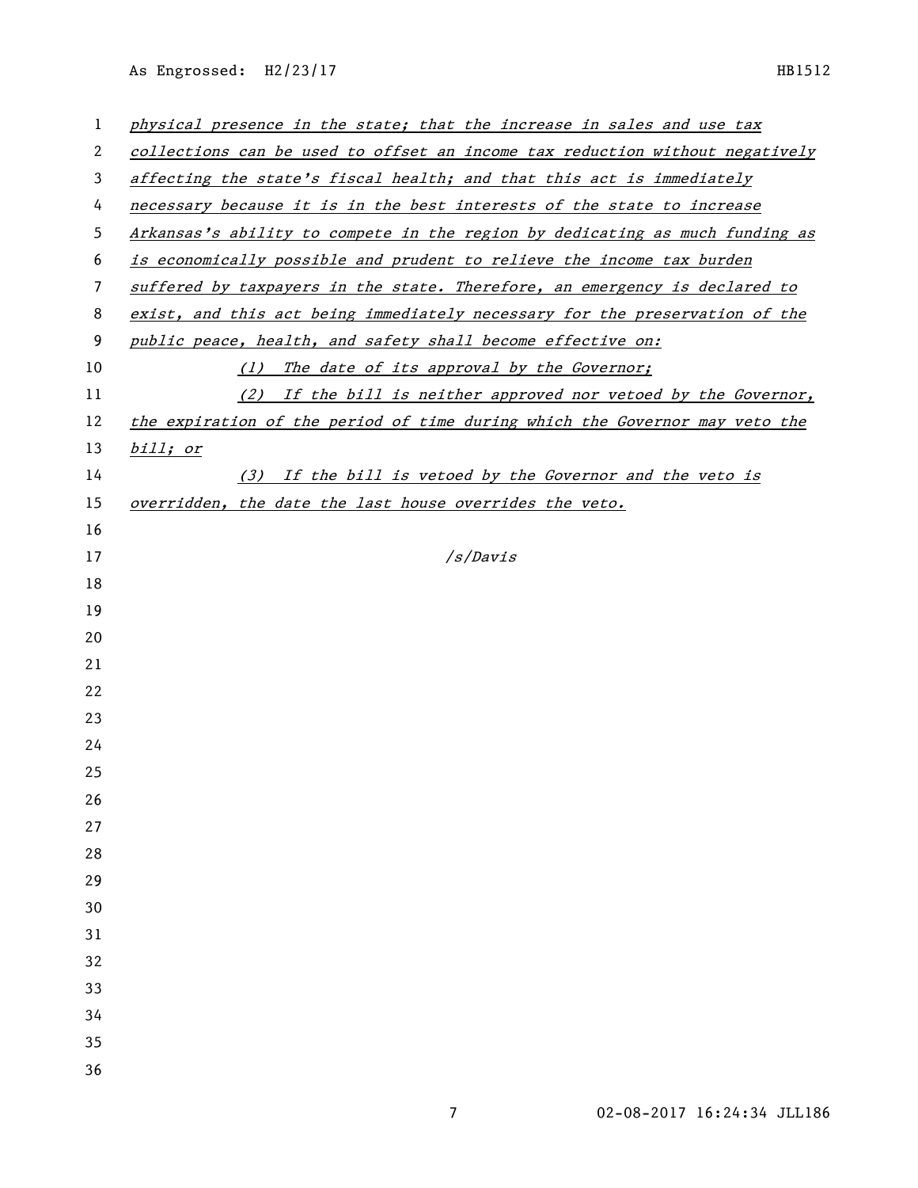*physical presence in the state; that the increase in sales and use tax collections can be used to offset an income tax reduction without negatively affecting the state's fiscal health; and that this act is immediately necessary because it is in the best interests of the state to increase Arkansas's ability to compete in the region by dedicating as much funding as is economically possible and prudent to relieve the income tax burden suffered by taxpayers in the state. Therefore, an emergency is declared to exist, and this act being immediately necessary for the preservation of the public peace, health, and safety shall become effective on:*

*(1) The date of its approval by the Governor;*

*(2) If the bill is neither approved nor vetoed by the Governor, the expiration of the period of time during which the Governor may veto the bill; or*

*(3) If the bill is vetoed by the Governor and the veto is overridden, the date the last house overrides the veto.*

/s/Davis